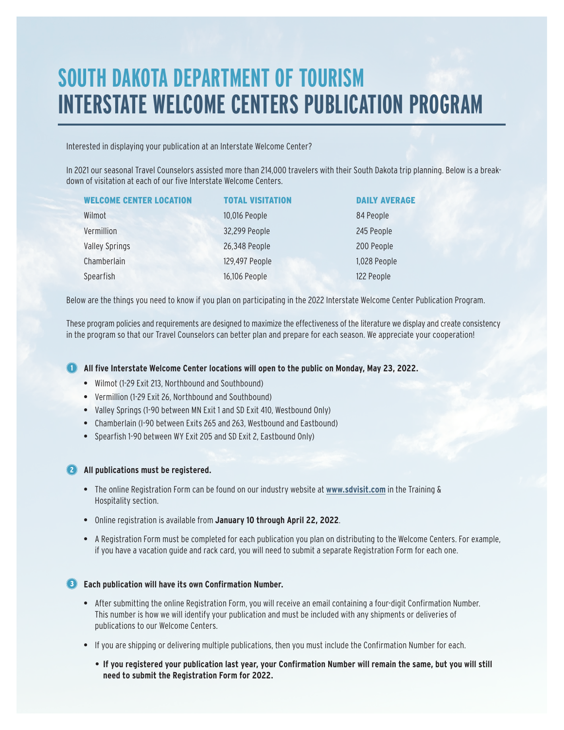# SOUTH DAKOTA DEPARTMENT OF TOURISM
# INTERSTATE WELCOME CENTERS PUBLICATION PROGRAM

Interested in displaying your publication at an Interstate Welcome Center?

In 2021 our seasonal Travel Counselors assisted more than 214,000 travelers with their South Dakota trip planning. Below is a breakdown of visitation at each of our five Interstate Welcome Centers.

| WELCOME CENTER LOCATION | TOTAL VISITATION | DAILY AVERAGE |
| --- | --- | --- |
| Wilmot | 10,016 People | 84 People |
| Vermillion | 32,299 People | 245 People |
| Valley Springs | 26,348 People | 200 People |
| Chamberlain | 129,497 People | 1,028 People |
| Spearfish | 16,106 People | 122 People |

Below are the things you need to know if you plan on participating in the 2022 Interstate Welcome Center Publication Program.

These program policies and requirements are designed to maximize the effectiveness of the literature we display and create consistency in the program so that our Travel Counselors can better plan and prepare for each season. We appreciate your cooperation!

**1 All five Interstate Welcome Center locations will open to the public on Monday, May 23, 2022.**

- Wilmot (1-29 Exit 213, Northbound and Southbound)
- Vermillion (1-29 Exit 26, Northbound and Southbound)
- Valley Springs (1-90 between MN Exit 1 and SD Exit 410, Westbound Only)
- Chamberlain (I-90 between Exits 265 and 263, Westbound and Eastbound)
- Spearfish 1-90 between WY Exit 205 and SD Exit 2, Eastbound Only)

**2 All publications must be registered.**

- The online Registration Form can be found on our industry website at **www.sdvisit.com** in the Training & Hospitality section.
- Online registration is available from **January 10 through April 22, 2022**.
- A Registration Form must be completed for each publication you plan on distributing to the Welcome Centers. For example, if you have a vacation guide and rack card, you will need to submit a separate Registration Form for each one.

**3 Each publication will have its own Confirmation Number.**

- After submitting the online Registration Form, you will receive an email containing a four-digit Confirmation Number. This number is how we will identify your publication and must be included with any shipments or deliveries of publications to our Welcome Centers.
- If you are shipping or delivering multiple publications, then you must include the Confirmation Number for each.
  - **If you registered your publication last year, your Confirmation Number will remain the same, but you will still need to submit the Registration Form for 2022.**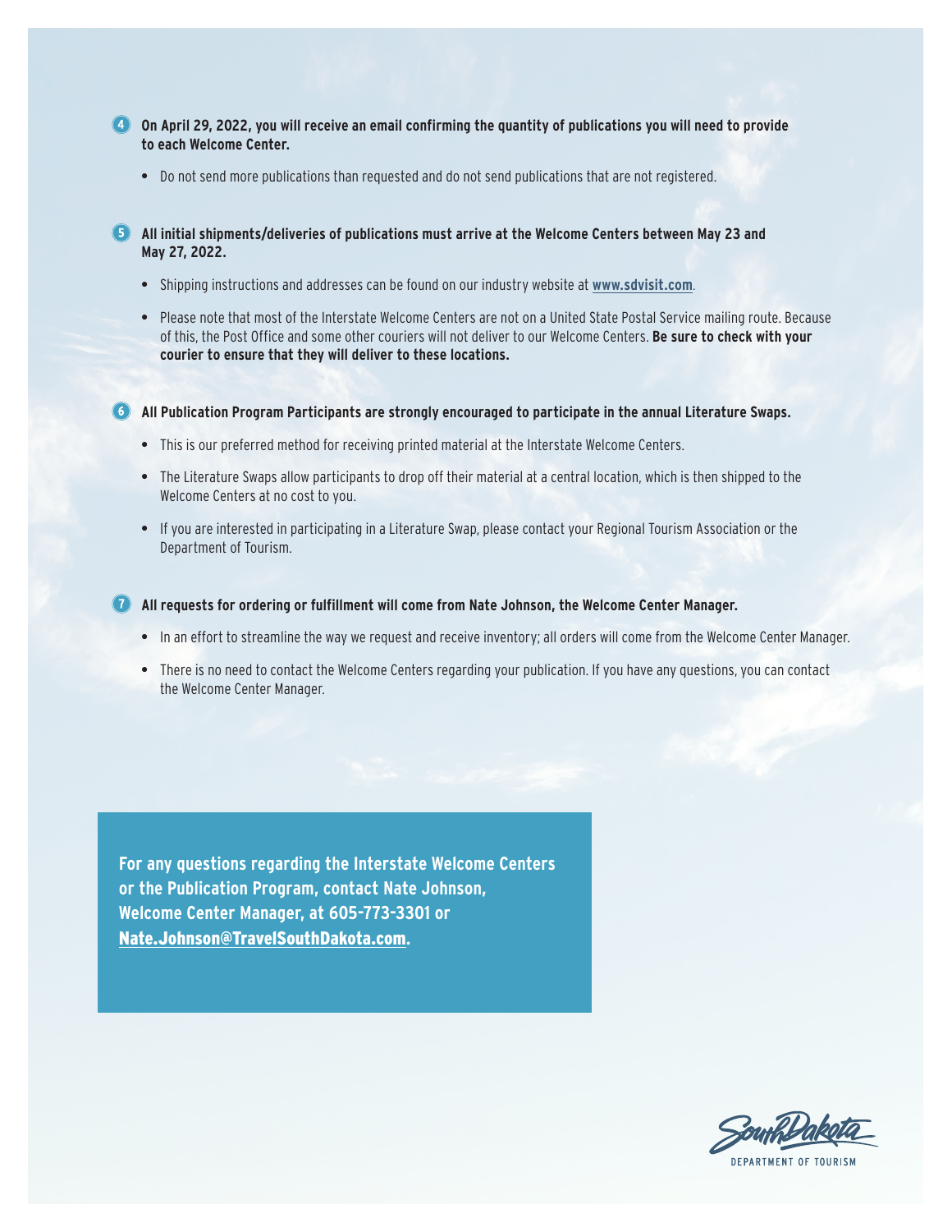4. **On April 29, 2022, you will receive an email confirming the quantity of publications you will need to provide to each Welcome Center.**

   - Do not send more publications than requested and do not send publications that are not registered.

5. **All initial shipments/deliveries of publications must arrive at the Welcome Centers between May 23 and May 27, 2022.**

   - Shipping instructions and addresses can be found on our industry website at **www.sdvisit.com**.
   - Please note that most of the Interstate Welcome Centers are not on a United State Postal Service mailing route. Because of this, the Post Office and some other couriers will not deliver to our Welcome Centers. **Be sure to check with your courier to ensure that they will deliver to these locations.**

6. **All Publication Program Participants are strongly encouraged to participate in the annual Literature Swaps.**

   - This is our preferred method for receiving printed material at the Interstate Welcome Centers.
   - The Literature Swaps allow participants to drop off their material at a central location, which is then shipped to the Welcome Centers at no cost to you.
   - If you are interested in participating in a Literature Swap, please contact your Regional Tourism Association or the Department of Tourism.

7. **All requests for ordering or fulfillment will come from Nate Johnson, the Welcome Center Manager.**

   - In an effort to streamline the way we request and receive inventory; all orders will come from the Welcome Center Manager.
   - There is no need to contact the Welcome Centers regarding your publication. If you have any questions, you can contact the Welcome Center Manager.

**For any questions regarding the Interstate Welcome Centers or the Publication Program, contact Nate Johnson, Welcome Center Manager, at 605-773-3301 or Nate.Johnson@TravelSouthDakota.com.**

South Dakota
DEPARTMENT OF TOURISM